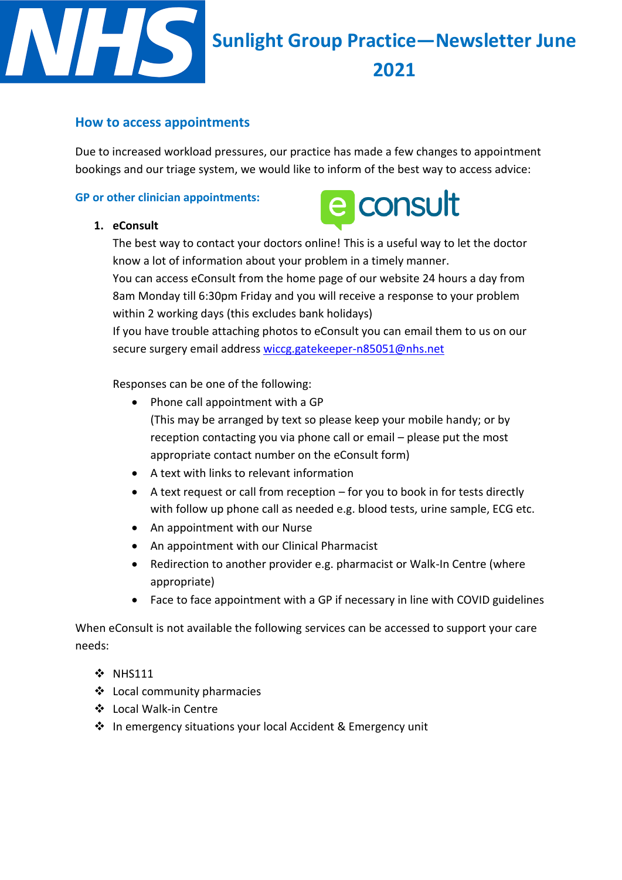# Sunlight Group Practice—Newsletter June 2021

## How to access appointments

Due to increased workload pressures, our practice has made a few changes to appointment bookings and our triage system, we would like to inform of the best way to access advice:

### GP or other clinician appointments:

1. **eConsult**
   The best way to contact your doctors online! This is a useful way to let the doctor know a lot of information about your problem in a timely manner.
   You can access eConsult from the home page of our website 24 hours a day from 8am Monday till 6:30pm Friday and you will receive a response to your problem within 2 working days (this excludes bank holidays)
   If you have trouble attaching photos to eConsult you can email them to us on our secure surgery email address wiccg.gatekeeper-n85051@nhs.net

   Responses can be one of the following:
   - Phone call appointment with a GP
     (This may be arranged by text so please keep your mobile handy; or by reception contacting you via phone call or email – please put the most appropriate contact number on the eConsult form)
   - A text with links to relevant information
   - A text request or call from reception – for you to book in for tests directly with follow up phone call as needed e.g. blood tests, urine sample, ECG etc.
   - An appointment with our Nurse
   - An appointment with our Clinical Pharmacist
   - Redirection to another provider e.g. pharmacist or Walk-In Centre (where appropriate)
   - Face to face appointment with a GP if necessary in line with COVID guidelines

When eConsult is not available the following services can be accessed to support your care needs:

- NHS111
- Local community pharmacies
- Local Walk-in Centre
- In emergency situations your local Accident & Emergency unit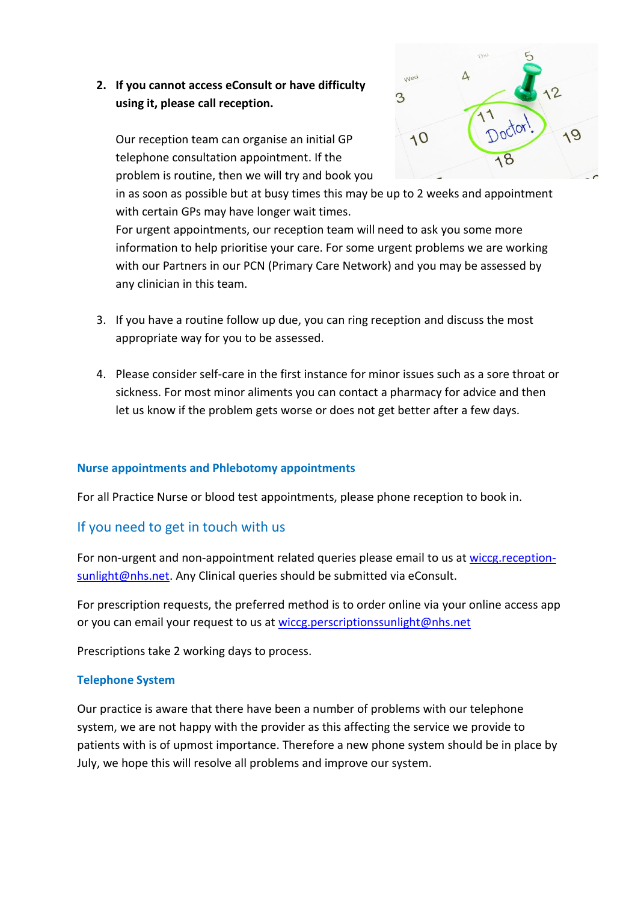2. **If you cannot access eConsult or have difficulty using it, please call reception.**

   Our reception team can organise an initial GP telephone consultation appointment. If the problem is routine, then we will try and book you in as soon as possible but at busy times this may be up to 2 weeks and appointment with certain GPs may have longer wait times.
   For urgent appointments, our reception team will need to ask you some more information to help prioritise your care. For some urgent problems we are working with our Partners in our PCN (Primary Care Network) and you may be assessed by any clinician in this team.

3. If you have a routine follow up due, you can ring reception and discuss the most appropriate way for you to be assessed.

4. Please consider self-care in the first instance for minor issues such as a sore throat or sickness. For most minor aliments you can contact a pharmacy for advice and then let us know if the problem gets worse or does not get better after a few days.

### Nurse appointments and Phlebotomy appointments

For all Practice Nurse or blood test appointments, please phone reception to book in.

## If you need to get in touch with us

For non-urgent and non-appointment related queries please email to us at wiccg.reception-sunlight@nhs.net. Any Clinical queries should be submitted via eConsult.

For prescription requests, the preferred method is to order online via your online access app or you can email your request to us at wiccg.perscriptionssunlight@nhs.net

Prescriptions take 2 working days to process.

### Telephone System

Our practice is aware that there have been a number of problems with our telephone system, we are not happy with the provider as this affecting the service we provide to patients with is of upmost importance. Therefore a new phone system should be in place by July, we hope this will resolve all problems and improve our system.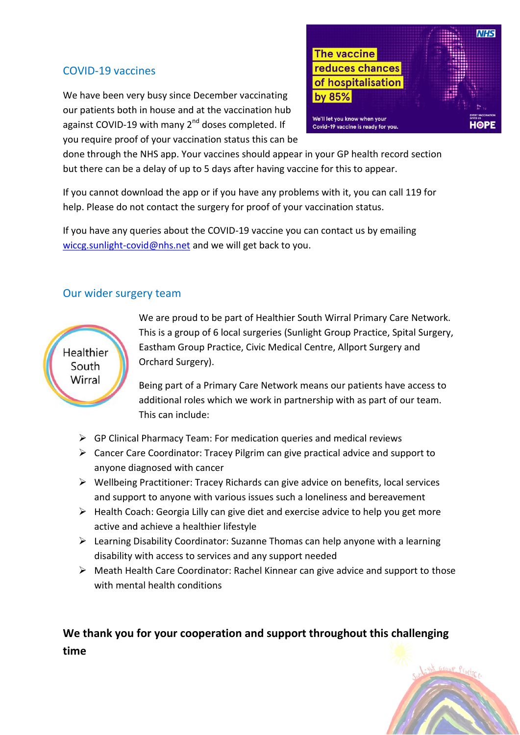## COVID-19 vaccines

We have been very busy since December vaccinating our patients both in house and at the vaccination hub against COVID-19 with many 2nd doses completed. If you require proof of your vaccination status this can be done through the NHS app. Your vaccines should appear in your GP health record section but there can be a delay of up to 5 days after having vaccine for this to appear.

If you cannot download the app or if you have any problems with it, you can call 119 for help. Please do not contact the surgery for proof of your vaccination status.

If you have any queries about the COVID-19 vaccine you can contact us by emailing wiccg.sunlight-covid@nhs.net and we will get back to you.

## Our wider surgery team

We are proud to be part of Healthier South Wirral Primary Care Network. This is a group of 6 local surgeries (Sunlight Group Practice, Spital Surgery, Eastham Group Practice, Civic Medical Centre, Allport Surgery and Orchard Surgery).

Being part of a Primary Care Network means our patients have access to additional roles which we work in partnership with as part of our team. This can include:

- GP Clinical Pharmacy Team: For medication queries and medical reviews
- Cancer Care Coordinator: Tracey Pilgrim can give practical advice and support to anyone diagnosed with cancer
- Wellbeing Practitioner: Tracey Richards can give advice on benefits, local services and support to anyone with various issues such a loneliness and bereavement
- Health Coach: Georgia Lilly can give diet and exercise advice to help you get more active and achieve a healthier lifestyle
- Learning Disability Coordinator: Suzanne Thomas can help anyone with a learning disability with access to services and any support needed
- Meath Health Care Coordinator: Rachel Kinnear can give advice and support to those with mental health conditions

**We thank you for your cooperation and support throughout this challenging time**